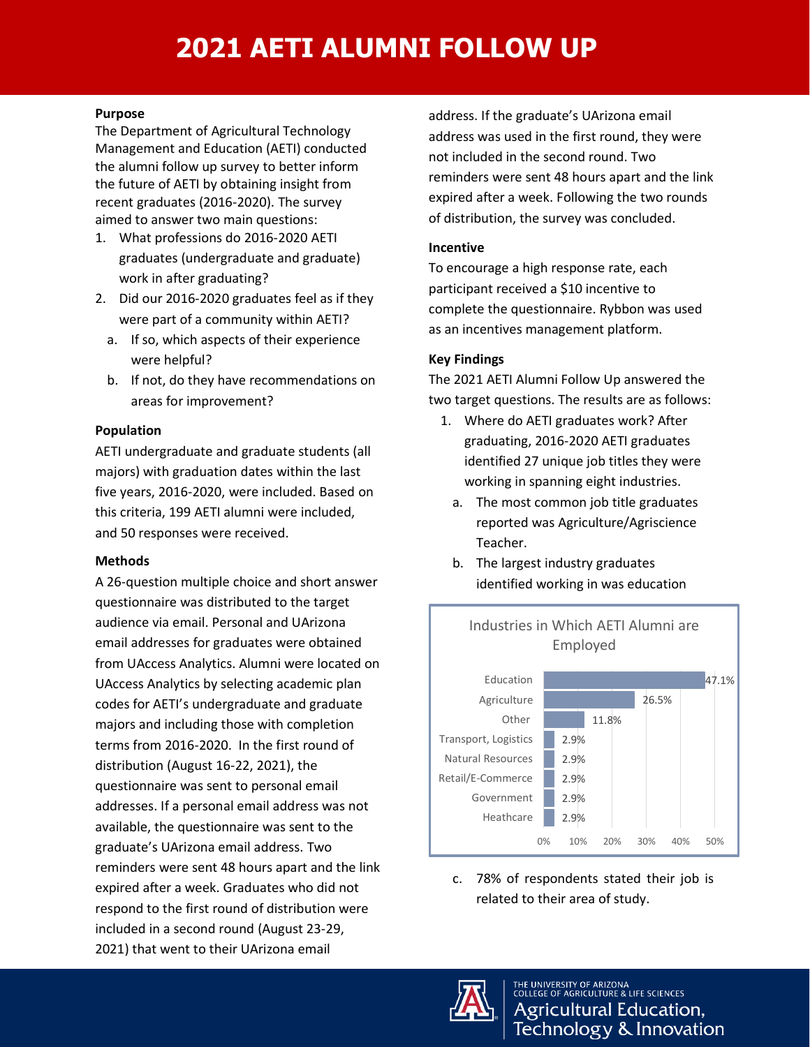# 2021 AETI ALUMNI FOLLOW UP

**Purpose**

The Department of Agricultural Technology Management and Education (AETI) conducted the alumni follow up survey to better inform the future of AETI by obtaining insight from recent graduates (2016-2020). The survey aimed to answer two main questions:

1. What professions do 2016-2020 AETI graduates (undergraduate and graduate) work in after graduating?
2. Did our 2016-2020 graduates feel as if they were part of a community within AETI?
   a. If so, which aspects of their experience were helpful?
   b. If not, do they have recommendations on areas for improvement?

**Population**

AETI undergraduate and graduate students (all majors) with graduation dates within the last five years, 2016-2020, were included. Based on this criteria, 199 AETI alumni were included, and 50 responses were received.

**Methods**

A 26-question multiple choice and short answer questionnaire was distributed to the target audience via email. Personal and UArizona email addresses for graduates were obtained from UAccess Analytics. Alumni were located on UAccess Analytics by selecting academic plan codes for AETI's undergraduate and graduate majors and including those with completion terms from 2016-2020. In the first round of distribution (August 16-22, 2021), the questionnaire was sent to personal email addresses. If a personal email address was not available, the questionnaire was sent to the graduate's UArizona email address. Two reminders were sent 48 hours apart and the link expired after a week. Graduates who did not respond to the first round of distribution were included in a second round (August 23-29, 2021) that went to their UArizona email address. If the graduate's UArizona email address was used in the first round, they were not included in the second round. Two reminders were sent 48 hours apart and the link expired after a week. Following the two rounds of distribution, the survey was concluded.

**Incentive**

To encourage a high response rate, each participant received a $10 incentive to complete the questionnaire. Rybbon was used as an incentives management platform.

**Key Findings**

The 2021 AETI Alumni Follow Up answered the two target questions. The results are as follows:

1. Where do AETI graduates work? After graduating, 2016-2020 AETI graduates identified 27 unique job titles they were working in spanning eight industries.
   a. The most common job title graduates reported was Agriculture/Agriscience Teacher.
   b. The largest industry graduates identified working in was education

Industries in Which AETI Alumni are Employed

| Industry | Percent |
|---|---|
| Education | 47.1% |
| Agriculture | 26.5% |
| Other | 11.8% |
| Transport, Logistics | 2.9% |
| Natural Resources | 2.9% |
| Retail/E-Commerce | 2.9% |
| Government | 2.9% |
| Heathcare | 2.9% |

   c. 78% of respondents stated their job is related to their area of study.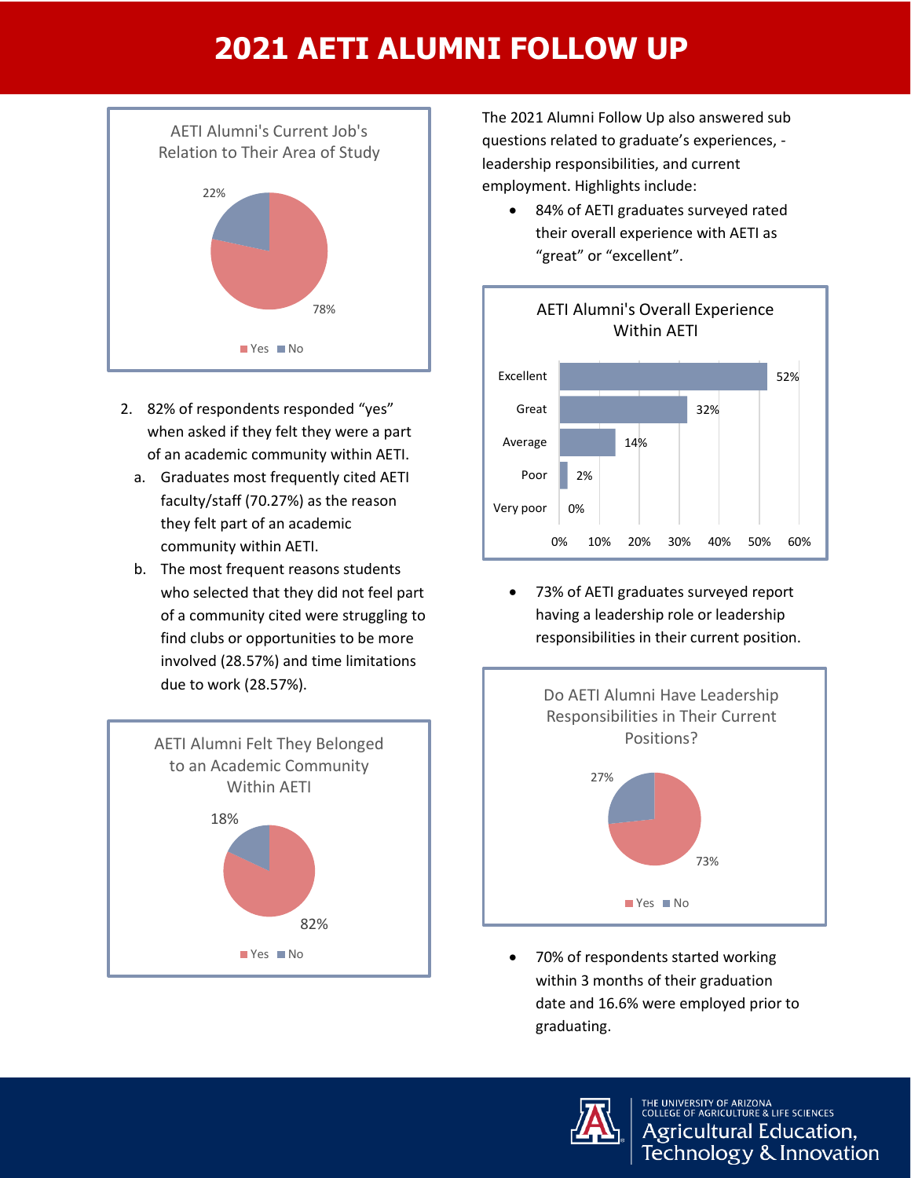# 2021 AETI ALUMNI FOLLOW UP

AETI Alumni's Current Job's Relation to Their Area of Study

22%

78%

Yes No

2. 82% of respondents responded "yes" when asked if they felt they were a part of an academic community within AETI.
   a. Graduates most frequently cited AETI faculty/staff (70.27%) as the reason they felt part of an academic community within AETI.
   b. The most frequent reasons students who selected that they did not feel part of a community cited were struggling to find clubs or opportunities to be more involved (28.57%) and time limitations due to work (28.57%).

AETI Alumni Felt They Belonged to an Academic Community Within AETI

18%

82%

Yes No

The 2021 Alumni Follow Up also answered sub questions related to graduate's experiences, - leadership responsibilities, and current employment. Highlights include:

- 84% of AETI graduates surveyed rated their overall experience with AETI as "great" or "excellent".

AETI Alumni's Overall Experience Within AETI

Excellent 52%

Great 32%

Average 14%

Poor 2%

Very poor 0%

0% 10% 20% 30% 40% 50% 60%

- 73% of AETI graduates surveyed report having a leadership role or leadership responsibilities in their current position.

Do AETI Alumni Have Leadership Responsibilities in Their Current Positions?

27%

73%

Yes No

- 70% of respondents started working within 3 months of their graduation date and 16.6% were employed prior to graduating.

THE UNIVERSITY OF ARIZONA
COLLEGE OF AGRICULTURE & LIFE SCIENCES
Agricultural Education, Technology & Innovation